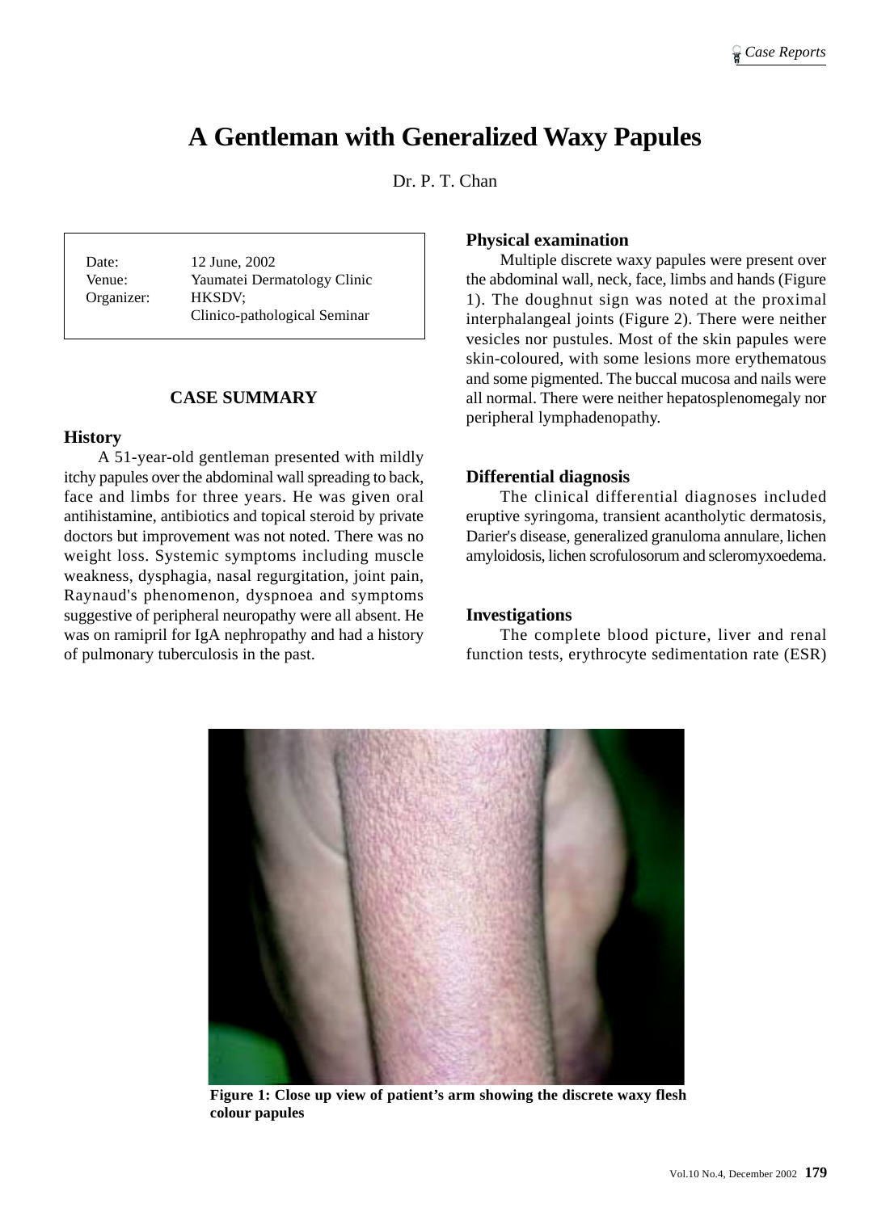# A Gentleman with Generalized Waxy Papules

Dr. P. T. Chan

| | |
|---|---|
| Date: | 12 June, 2002 |
| Venue: | Yaumatei Dermatology Clinic |
| Organizer: | HKSDV; Clinico-pathological Seminar |

## CASE SUMMARY

### History

A 51-year-old gentleman presented with mildly itchy papules over the abdominal wall spreading to back, face and limbs for three years. He was given oral antihistamine, antibiotics and topical steroid by private doctors but improvement was not noted. There was no weight loss. Systemic symptoms including muscle weakness, dysphagia, nasal regurgitation, joint pain, Raynaud's phenomenon, dyspnoea and symptoms suggestive of peripheral neuropathy were all absent. He was on ramipril for IgA nephropathy and had a history of pulmonary tuberculosis in the past.

### Physical examination

Multiple discrete waxy papules were present over the abdominal wall, neck, face, limbs and hands (Figure 1). The doughnut sign was noted at the proximal interphalangeal joints (Figure 2). There were neither vesicles nor pustules. Most of the skin papules were skin-coloured, with some lesions more erythematous and some pigmented. The buccal mucosa and nails were all normal. There were neither hepatosplenomegaly nor peripheral lymphadenopathy.

### Differential diagnosis

The clinical differential diagnoses included eruptive syringoma, transient acantholytic dermatosis, Darier's disease, generalized granuloma annulare, lichen amyloidosis, lichen scrofulosorum and scleromyxoedema.

### Investigations

The complete blood picture, liver and renal function tests, erythrocyte sedimentation rate (ESR)

**Figure 1: Close up view of patient's arm showing the discrete waxy flesh colour papules**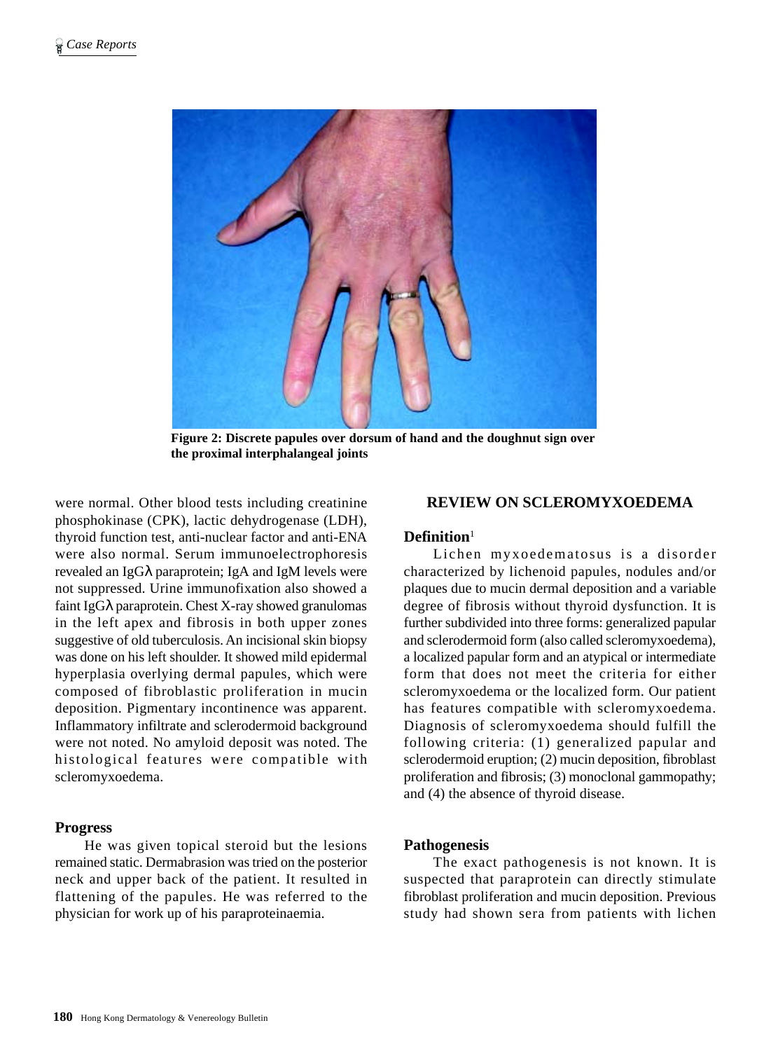Figure 2: Discrete papules over dorsum of hand and the doughnut sign over the proximal interphalangeal joints

were normal. Other blood tests including creatinine phosphokinase (CPK), lactic dehydrogenase (LDH), thyroid function test, anti-nuclear factor and anti-ENA were also normal. Serum immunoelectrophoresis revealed an IgGλ paraprotein; IgA and IgM levels were not suppressed. Urine immunofixation also showed a faint IgGλ paraprotein. Chest X-ray showed granulomas in the left apex and fibrosis in both upper zones suggestive of old tuberculosis. An incisional skin biopsy was done on his left shoulder. It showed mild epidermal hyperplasia overlying dermal papules, which were composed of fibroblastic proliferation in mucin deposition. Pigmentary incontinence was apparent. Inflammatory infiltrate and sclerodermoid background were not noted. No amyloid deposit was noted. The histological features were compatible with scleromyxoedema.

### Progress

He was given topical steroid but the lesions remained static. Dermabrasion was tried on the posterior neck and upper back of the patient. It resulted in flattening of the papules. He was referred to the physician for work up of his paraproteinaemia.

## REVIEW ON SCLEROMYXOEDEMA

### Definition[1]

Lichen myxoedematosus is a disorder characterized by lichenoid papules, nodules and/or plaques due to mucin dermal deposition and a variable degree of fibrosis without thyroid dysfunction. It is further subdivided into three forms: generalized papular and sclerodermoid form (also called scleromyxoedema), a localized papular form and an atypical or intermediate form that does not meet the criteria for either scleromyxoedema or the localized form. Our patient has features compatible with scleromyxoedema. Diagnosis of scleromyxoedema should fulfill the following criteria: (1) generalized papular and sclerodermoid eruption; (2) mucin deposition, fibroblast proliferation and fibrosis; (3) monoclonal gammopathy; and (4) the absence of thyroid disease.

### Pathogenesis

The exact pathogenesis is not known. It is suspected that paraprotein can directly stimulate fibroblast proliferation and mucin deposition. Previous study had shown sera from patients with lichen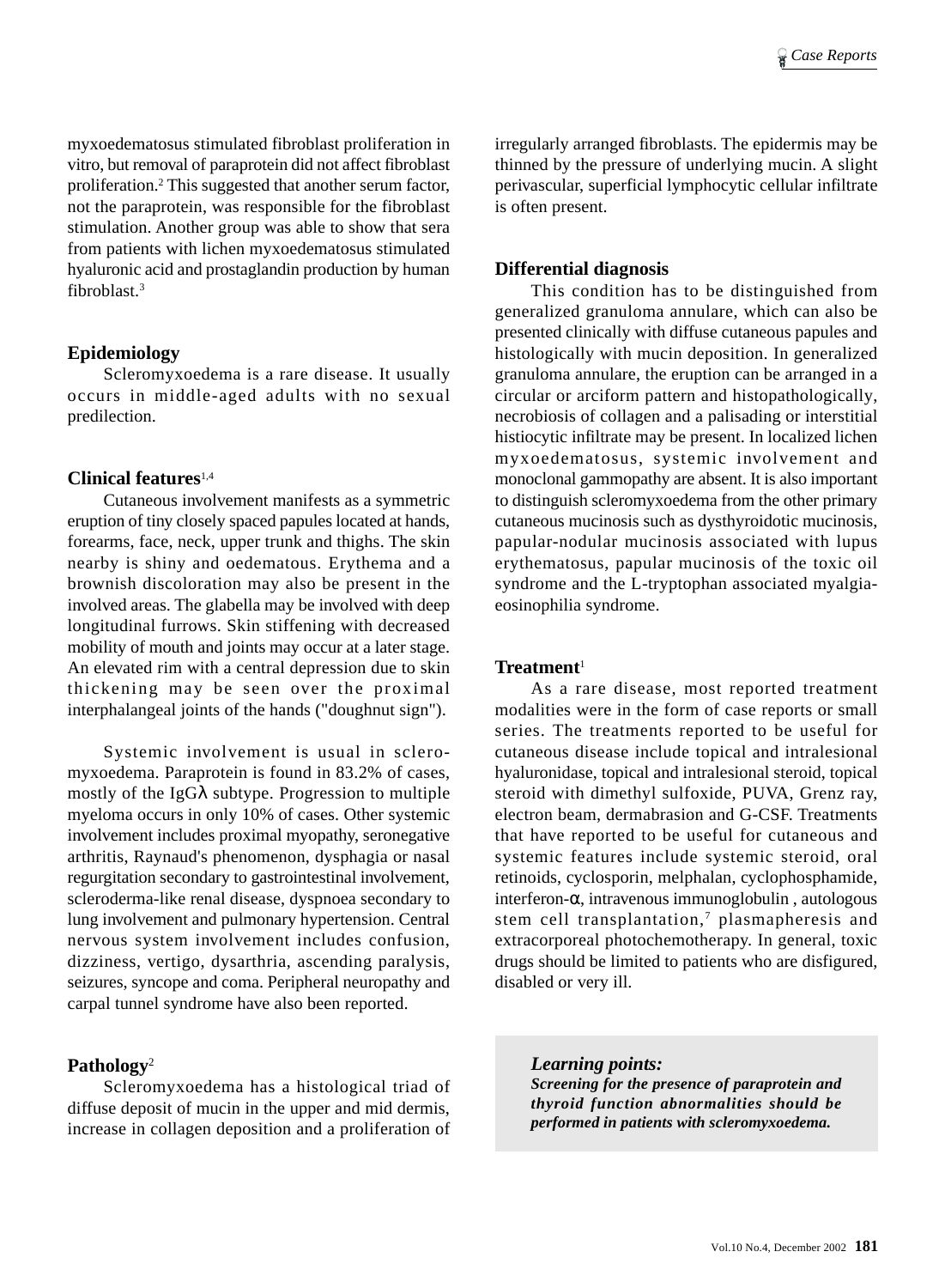myxoedematosus stimulated fibroblast proliferation in vitro, but removal of paraprotein did not affect fibroblast proliferation.[2] This suggested that another serum factor, not the paraprotein, was responsible for the fibroblast stimulation. Another group was able to show that sera from patients with lichen myxoedematosus stimulated hyaluronic acid and prostaglandin production by human fibroblast.[3]

### Epidemiology

Scleromyxoedema is a rare disease. It usually occurs in middle-aged adults with no sexual predilection.

### Clinical features[1,4]

Cutaneous involvement manifests as a symmetric eruption of tiny closely spaced papules located at hands, forearms, face, neck, upper trunk and thighs. The skin nearby is shiny and oedematous. Erythema and a brownish discoloration may also be present in the involved areas. The glabella may be involved with deep longitudinal furrows. Skin stiffening with decreased mobility of mouth and joints may occur at a later stage. An elevated rim with a central depression due to skin thickening may be seen over the proximal interphalangeal joints of the hands ("doughnut sign").

Systemic involvement is usual in scleromyxoedema. Paraprotein is found in 83.2% of cases, mostly of the IgGλ subtype. Progression to multiple myeloma occurs in only 10% of cases. Other systemic involvement includes proximal myopathy, seronegative arthritis, Raynaud's phenomenon, dysphagia or nasal regurgitation secondary to gastrointestinal involvement, scleroderma-like renal disease, dyspnoea secondary to lung involvement and pulmonary hypertension. Central nervous system involvement includes confusion, dizziness, vertigo, dysarthria, ascending paralysis, seizures, syncope and coma. Peripheral neuropathy and carpal tunnel syndrome have also been reported.

### Pathology[2]

Scleromyxoedema has a histological triad of diffuse deposit of mucin in the upper and mid dermis, increase in collagen deposition and a proliferation of irregularly arranged fibroblasts. The epidermis may be thinned by the pressure of underlying mucin. A slight perivascular, superficial lymphocytic cellular infiltrate is often present.

### Differential diagnosis

This condition has to be distinguished from generalized granuloma annulare, which can also be presented clinically with diffuse cutaneous papules and histologically with mucin deposition. In generalized granuloma annulare, the eruption can be arranged in a circular or arciform pattern and histopathologically, necrobiosis of collagen and a palisading or interstitial histiocytic infiltrate may be present. In localized lichen myxoedematosus, systemic involvement and monoclonal gammopathy are absent. It is also important to distinguish scleromyxoedema from the other primary cutaneous mucinosis such as dysthyroidotic mucinosis, papular-nodular mucinosis associated with lupus erythematosus, papular mucinosis of the toxic oil syndrome and the L-tryptophan associated myalgia-eosinophilia syndrome.

### Treatment[1]

As a rare disease, most reported treatment modalities were in the form of case reports or small series. The treatments reported to be useful for cutaneous disease include topical and intralesional hyaluronidase, topical and intralesional steroid, topical steroid with dimethyl sulfoxide, PUVA, Grenz ray, electron beam, dermabrasion and G-CSF. Treatments that have reported to be useful for cutaneous and systemic features include systemic steroid, oral retinoids, cyclosporin, melphalan, cyclophosphamide, interferon-α, intravenous immunoglobulin , autologous stem cell transplantation,[7] plasmapheresis and extracorporeal photochemotherapy. In general, toxic drugs should be limited to patients who are disfigured, disabled or very ill.

> ***Learning points:***
> ***Screening for the presence of paraprotein and thyroid function abnormalities should be performed in patients with scleromyxoedema.***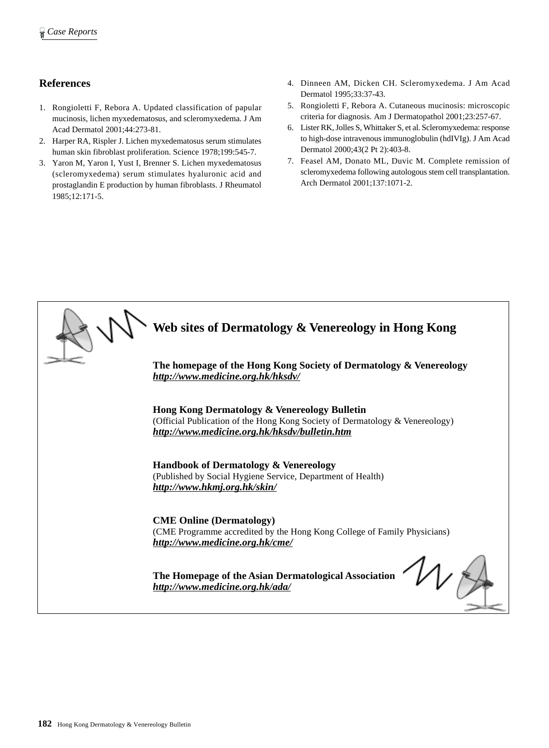## References

1. Rongioletti F, Rebora A. Updated classification of papular mucinosis, lichen myxedematosus, and scleromyxedema. J Am Acad Dermatol 2001;44:273-81.
2. Harper RA, Rispler J. Lichen myxedematosus serum stimulates human skin fibroblast proliferation. Science 1978;199:545-7.
3. Yaron M, Yaron I, Yust I, Brenner S. Lichen myxedematosus (scleromyxedema) serum stimulates hyaluronic acid and prostaglandin E production by human fibroblasts. J Rheumatol 1985;12:171-5.
4. Dinneen AM, Dicken CH. Scleromyxedema. J Am Acad Dermatol 1995;33:37-43.
5. Rongioletti F, Rebora A. Cutaneous mucinosis: microscopic criteria for diagnosis. Am J Dermatopathol 2001;23:257-67.
6. Lister RK, Jolles S, Whittaker S, et al. Scleromyxedema: response to high-dose intravenous immunoglobulin (hdIVIg). J Am Acad Dermatol 2000;43(2 Pt 2):403-8.
7. Feasel AM, Donato ML, Duvic M. Complete remission of scleromyxedema following autologous stem cell transplantation. Arch Dermatol 2001;137:1071-2.

## Web sites of Dermatology & Venereology in Hong Kong

**The homepage of the Hong Kong Society of Dermatology & Venereology**
***http://www.medicine.org.hk/hksdv/***

**Hong Kong Dermatology & Venereology Bulletin**
(Official Publication of the Hong Kong Society of Dermatology & Venereology)
***http://www.medicine.org.hk/hksdv/bulletin.htm***

**Handbook of Dermatology & Venereology**
(Published by Social Hygiene Service, Department of Health)
***http://www.hkmj.org.hk/skin/***

**CME Online (Dermatology)**
(CME Programme accredited by the Hong Kong College of Family Physicians)
***http://www.medicine.org.hk/cme/***

**The Homepage of the Asian Dermatological Association**
***http://www.medicine.org.hk/ada/***